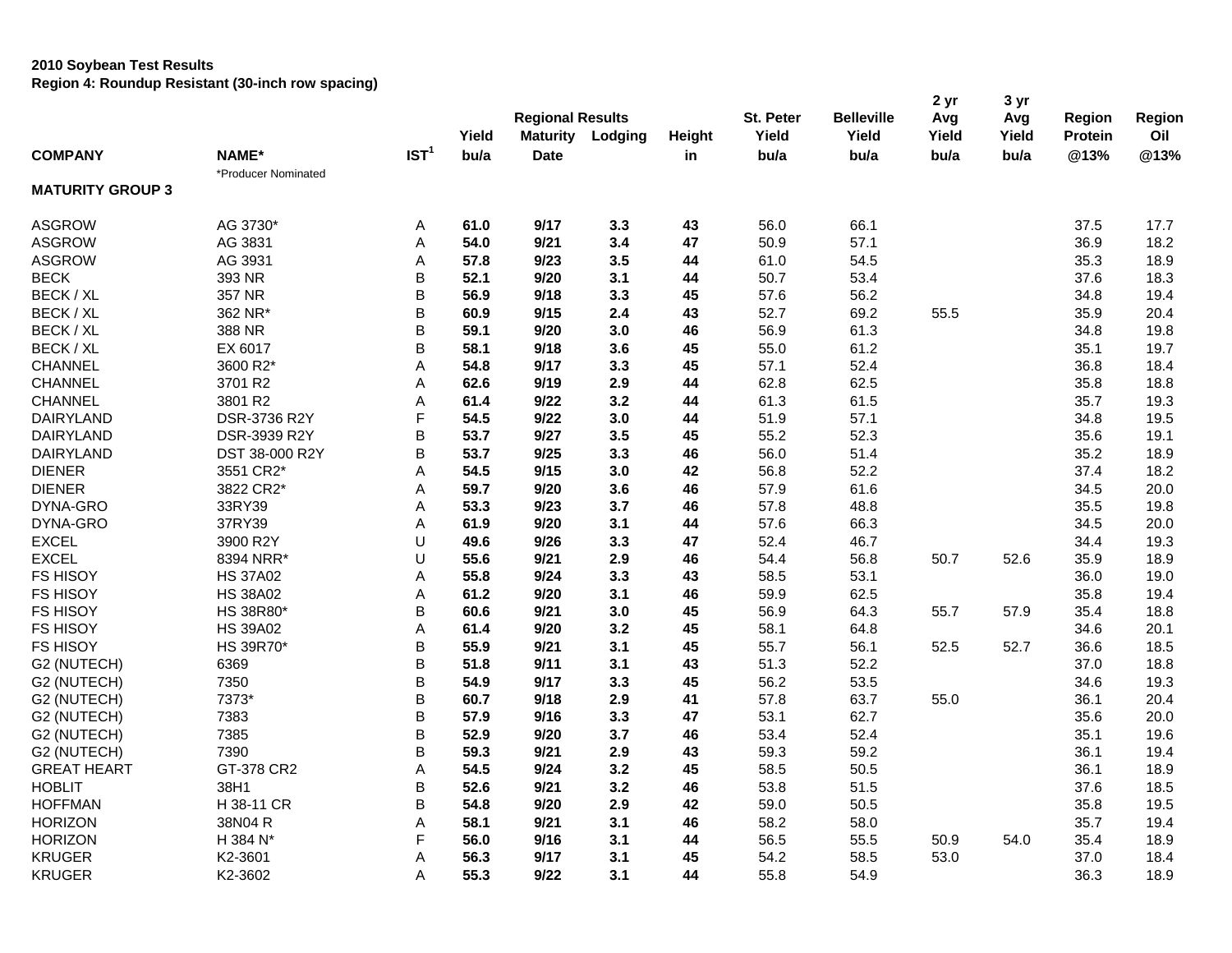**2010 Soybean Test Results**
**Region 4: Roundup Resistant (30-inch row spacing)**

| COMPANY | NAME* | IST[1] | Yield bu/a | Regional Results Maturity Date | Lodging | Height in | St. Peter Yield bu/a | Belleville Yield bu/a | 2 yr Avg Yield bu/a | 3 yr Avg Yield bu/a | Region Protein @13% | Region Oil @13% |
|---|---|---|---|---|---|---|---|---|---|---|---|---|
| | *Producer Nominated | | | | | | | | | | | |
| **MATURITY GROUP 3** | | | | | | | | | | | | |
| ASGROW | AG 3730* | A | **61.0** | **9/17** | **3.3** | **43** | 56.0 | 66.1 | | | 37.5 | 17.7 |
| ASGROW | AG 3831 | A | **54.0** | **9/21** | **3.4** | **47** | 50.9 | 57.1 | | | 36.9 | 18.2 |
| ASGROW | AG 3931 | A | **57.8** | **9/23** | **3.5** | **44** | 61.0 | 54.5 | | | 35.3 | 18.9 |
| BECK | 393 NR | B | **52.1** | **9/20** | **3.1** | **44** | 50.7 | 53.4 | | | 37.6 | 18.3 |
| BECK / XL | 357 NR | B | **56.9** | **9/18** | **3.3** | **45** | 57.6 | 56.2 | | | 34.8 | 19.4 |
| BECK / XL | 362 NR* | B | **60.9** | **9/15** | **2.4** | **43** | 52.7 | 69.2 | 55.5 | | 35.9 | 20.4 |
| BECK / XL | 388 NR | B | **59.1** | **9/20** | **3.0** | **46** | 56.9 | 61.3 | | | 34.8 | 19.8 |
| BECK / XL | EX 6017 | B | **58.1** | **9/18** | **3.6** | **45** | 55.0 | 61.2 | | | 35.1 | 19.7 |
| CHANNEL | 3600 R2* | A | **54.8** | **9/17** | **3.3** | **45** | 57.1 | 52.4 | | | 36.8 | 18.4 |
| CHANNEL | 3701 R2 | A | **62.6** | **9/19** | **2.9** | **44** | 62.8 | 62.5 | | | 35.8 | 18.8 |
| CHANNEL | 3801 R2 | A | **61.4** | **9/22** | **3.2** | **44** | 61.3 | 61.5 | | | 35.7 | 19.3 |
| DAIRYLAND | DSR-3736 R2Y | F | **54.5** | **9/22** | **3.0** | **44** | 51.9 | 57.1 | | | 34.8 | 19.5 |
| DAIRYLAND | DSR-3939 R2Y | B | **53.7** | **9/27** | **3.5** | **45** | 55.2 | 52.3 | | | 35.6 | 19.1 |
| DAIRYLAND | DST 38-000 R2Y | B | **53.7** | **9/25** | **3.3** | **46** | 56.0 | 51.4 | | | 35.2 | 18.9 |
| DIENER | 3551 CR2* | A | **54.5** | **9/15** | **3.0** | **42** | 56.8 | 52.2 | | | 37.4 | 18.2 |
| DIENER | 3822 CR2* | A | **59.7** | **9/20** | **3.6** | **46** | 57.9 | 61.6 | | | 34.5 | 20.0 |
| DYNA-GRO | 33RY39 | A | **53.3** | **9/23** | **3.7** | **46** | 57.8 | 48.8 | | | 35.5 | 19.8 |
| DYNA-GRO | 37RY39 | A | **61.9** | **9/20** | **3.1** | **44** | 57.6 | 66.3 | | | 34.5 | 20.0 |
| EXCEL | 3900 R2Y | U | **49.6** | **9/26** | **3.3** | **47** | 52.4 | 46.7 | | | 34.4 | 19.3 |
| EXCEL | 8394 NRR* | U | **55.6** | **9/21** | **2.9** | **46** | 54.4 | 56.8 | 50.7 | 52.6 | 35.9 | 18.9 |
| FS HISOY | HS 37A02 | A | **55.8** | **9/24** | **3.3** | **43** | 58.5 | 53.1 | | | 36.0 | 19.0 |
| FS HISOY | HS 38A02 | A | **61.2** | **9/20** | **3.1** | **46** | 59.9 | 62.5 | | | 35.8 | 19.4 |
| FS HISOY | HS 38R80* | B | **60.6** | **9/21** | **3.0** | **45** | 56.9 | 64.3 | 55.7 | 57.9 | 35.4 | 18.8 |
| FS HISOY | HS 39A02 | A | **61.4** | **9/20** | **3.2** | **45** | 58.1 | 64.8 | | | 34.6 | 20.1 |
| FS HISOY | HS 39R70* | B | **55.9** | **9/21** | **3.1** | **45** | 55.7 | 56.1 | 52.5 | 52.7 | 36.6 | 18.5 |
| G2 (NUTECH) | 6369 | B | **51.8** | **9/11** | **3.1** | **43** | 51.3 | 52.2 | | | 37.0 | 18.8 |
| G2 (NUTECH) | 7350 | B | **54.9** | **9/17** | **3.3** | **45** | 56.2 | 53.5 | | | 34.6 | 19.3 |
| G2 (NUTECH) | 7373* | B | **60.7** | **9/18** | **2.9** | **41** | 57.8 | 63.7 | 55.0 | | 36.1 | 20.4 |
| G2 (NUTECH) | 7383 | B | **57.9** | **9/16** | **3.3** | **47** | 53.1 | 62.7 | | | 35.6 | 20.0 |
| G2 (NUTECH) | 7385 | B | **52.9** | **9/20** | **3.7** | **46** | 53.4 | 52.4 | | | 35.1 | 19.6 |
| G2 (NUTECH) | 7390 | B | **59.3** | **9/21** | **2.9** | **43** | 59.3 | 59.2 | | | 36.1 | 19.4 |
| GREAT HEART | GT-378 CR2 | A | **54.5** | **9/24** | **3.2** | **45** | 58.5 | 50.5 | | | 36.1 | 18.9 |
| HOBLIT | 38H1 | B | **52.6** | **9/21** | **3.2** | **46** | 53.8 | 51.5 | | | 37.6 | 18.5 |
| HOFFMAN | H 38-11 CR | B | **54.8** | **9/20** | **2.9** | **42** | 59.0 | 50.5 | | | 35.8 | 19.5 |
| HORIZON | 38N04 R | A | **58.1** | **9/21** | **3.1** | **46** | 58.2 | 58.0 | | | 35.7 | 19.4 |
| HORIZON | H 384 N* | F | **56.0** | **9/16** | **3.1** | **44** | 56.5 | 55.5 | 50.9 | 54.0 | 35.4 | 18.9 |
| KRUGER | K2-3601 | A | **56.3** | **9/17** | **3.1** | **45** | 54.2 | 58.5 | 53.0 | | 37.0 | 18.4 |
| KRUGER | K2-3602 | A | **55.3** | **9/22** | **3.1** | **44** | 55.8 | 54.9 | | | 36.3 | 18.9 |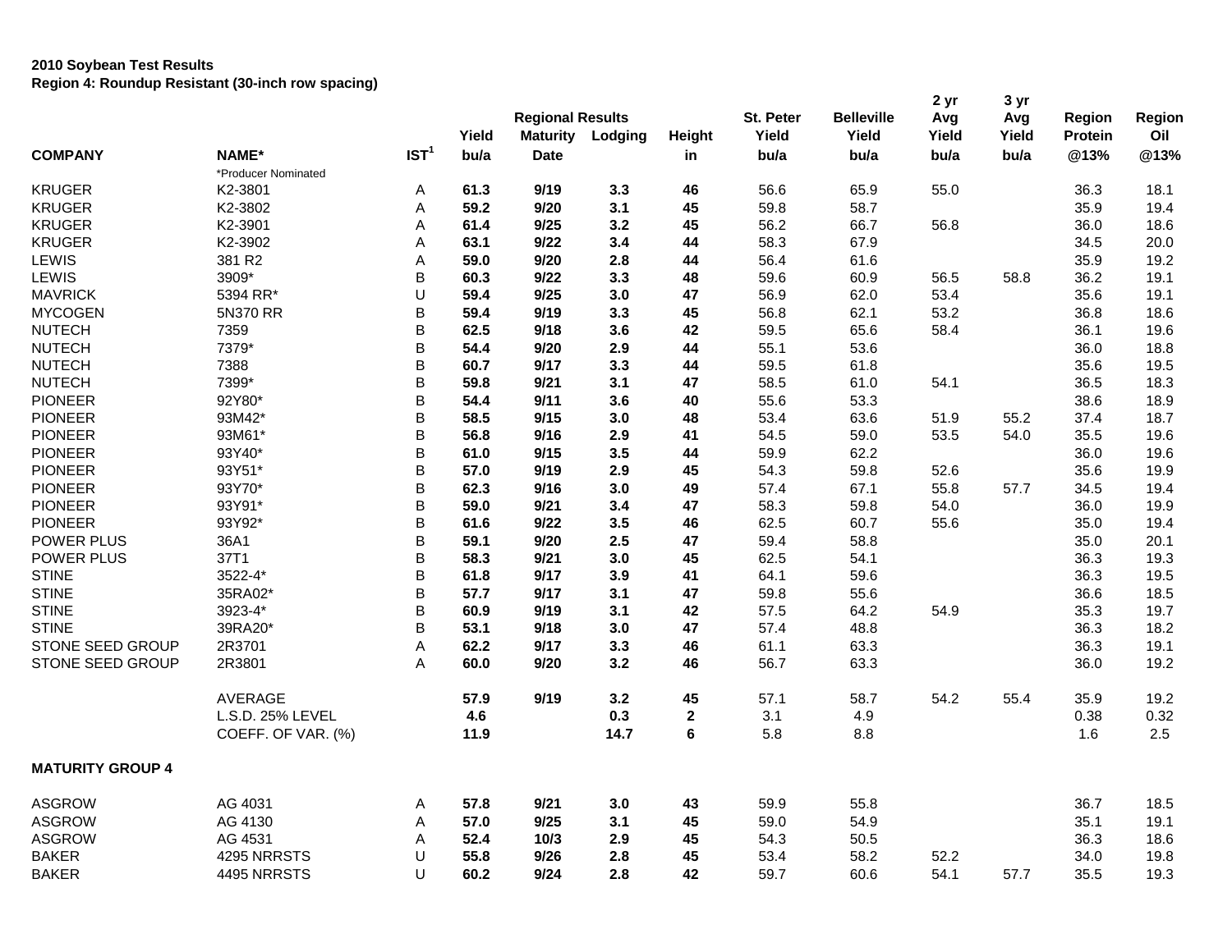**2010 Soybean Test Results**
**Region 4: Roundup Resistant (30-inch row spacing)**

| COMPANY | NAME* | IST[1] | Regional Results Yield bu/a | Maturity Date | Lodging | Height in | St. Peter Yield bu/a | Belleville Yield bu/a | 2 yr Avg Yield bu/a | 3 yr Avg Yield bu/a | Region Protein @13% | Region Oil @13% |
|---|---|---|---|---|---|---|---|---|---|---|---|---|
| | *Producer Nominated | | | | | | | | | | | |
| KRUGER | K2-3801 | A | **61.3** | **9/19** | **3.3** | **46** | 56.6 | 65.9 | 55.0 | | 36.3 | 18.1 |
| KRUGER | K2-3802 | A | **59.2** | **9/20** | **3.1** | **45** | 59.8 | 58.7 | | | 35.9 | 19.4 |
| KRUGER | K2-3901 | A | **61.4** | **9/25** | **3.2** | **45** | 56.2 | 66.7 | 56.8 | | 36.0 | 18.6 |
| KRUGER | K2-3902 | A | **63.1** | **9/22** | **3.4** | **44** | 58.3 | 67.9 | | | 34.5 | 20.0 |
| LEWIS | 381 R2 | A | **59.0** | **9/20** | **2.8** | **44** | 56.4 | 61.6 | | | 35.9 | 19.2 |
| LEWIS | 3909* | B | **60.3** | **9/22** | **3.3** | **48** | 59.6 | 60.9 | 56.5 | 58.8 | 36.2 | 19.1 |
| MAVRICK | 5394 RR* | U | **59.4** | **9/25** | **3.0** | **47** | 56.9 | 62.0 | 53.4 | | 35.6 | 19.1 |
| MYCOGEN | 5N370 RR | B | **59.4** | **9/19** | **3.3** | **45** | 56.8 | 62.1 | 53.2 | | 36.8 | 18.6 |
| NUTECH | 7359 | B | **62.5** | **9/18** | **3.6** | **42** | 59.5 | 65.6 | 58.4 | | 36.1 | 19.6 |
| NUTECH | 7379* | B | **54.4** | **9/20** | **2.9** | **44** | 55.1 | 53.6 | | | 36.0 | 18.8 |
| NUTECH | 7388 | B | **60.7** | **9/17** | **3.3** | **44** | 59.5 | 61.8 | | | 35.6 | 19.5 |
| NUTECH | 7399* | B | **59.8** | **9/21** | **3.1** | **47** | 58.5 | 61.0 | 54.1 | | 36.5 | 18.3 |
| PIONEER | 92Y80* | B | **54.4** | **9/11** | **3.6** | **40** | 55.6 | 53.3 | | | 38.6 | 18.9 |
| PIONEER | 93M42* | B | **58.5** | **9/15** | **3.0** | **48** | 53.4 | 63.6 | 51.9 | 55.2 | 37.4 | 18.7 |
| PIONEER | 93M61* | B | **56.8** | **9/16** | **2.9** | **41** | 54.5 | 59.0 | 53.5 | 54.0 | 35.5 | 19.6 |
| PIONEER | 93Y40* | B | **61.0** | **9/15** | **3.5** | **44** | 59.9 | 62.2 | | | 36.0 | 19.6 |
| PIONEER | 93Y51* | B | **57.0** | **9/19** | **2.9** | **45** | 54.3 | 59.8 | 52.6 | | 35.6 | 19.9 |
| PIONEER | 93Y70* | B | **62.3** | **9/16** | **3.0** | **49** | 57.4 | 67.1 | 55.8 | 57.7 | 34.5 | 19.4 |
| PIONEER | 93Y91* | B | **59.0** | **9/21** | **3.4** | **47** | 58.3 | 59.8 | 54.0 | | 36.0 | 19.9 |
| PIONEER | 93Y92* | B | **61.6** | **9/22** | **3.5** | **46** | 62.5 | 60.7 | 55.6 | | 35.0 | 19.4 |
| POWER PLUS | 36A1 | B | **59.1** | **9/20** | **2.5** | **47** | 59.4 | 58.8 | | | 35.0 | 20.1 |
| POWER PLUS | 37T1 | B | **58.3** | **9/21** | **3.0** | **45** | 62.5 | 54.1 | | | 36.3 | 19.3 |
| STINE | 3522-4* | B | **61.8** | **9/17** | **3.9** | **41** | 64.1 | 59.6 | | | 36.3 | 19.5 |
| STINE | 35RA02* | B | **57.7** | **9/17** | **3.1** | **47** | 59.8 | 55.6 | | | 36.6 | 18.5 |
| STINE | 3923-4* | B | **60.9** | **9/19** | **3.1** | **42** | 57.5 | 64.2 | 54.9 | | 35.3 | 19.7 |
| STINE | 39RA20* | B | **53.1** | **9/18** | **3.0** | **47** | 57.4 | 48.8 | | | 36.3 | 18.2 |
| STONE SEED GROUP | 2R3701 | A | **62.2** | **9/17** | **3.3** | **46** | 61.1 | 63.3 | | | 36.3 | 19.1 |
| STONE SEED GROUP | 2R3801 | A | **60.0** | **9/20** | **3.2** | **46** | 56.7 | 63.3 | | | 36.0 | 19.2 |
| | AVERAGE | | **57.9** | **9/19** | **3.2** | **45** | 57.1 | 58.7 | 54.2 | 55.4 | 35.9 | 19.2 |
| | L.S.D. 25% LEVEL | | **4.6** | | **0.3** | **2** | 3.1 | 4.9 | | | 0.38 | 0.32 |
| | COEFF. OF VAR. (%) | | **11.9** | | **14.7** | **6** | 5.8 | 8.8 | | | 1.6 | 2.5 |

**MATURITY GROUP 4**

| COMPANY | NAME* | IST[1] | Regional Results Yield bu/a | Maturity Date | Lodging | Height in | St. Peter Yield bu/a | Belleville Yield bu/a | 2 yr Avg Yield bu/a | 3 yr Avg Yield bu/a | Region Protein @13% | Region Oil @13% |
|---|---|---|---|---|---|---|---|---|---|---|---|---|
| ASGROW | AG 4031 | A | **57.8** | **9/21** | **3.0** | **43** | 59.9 | 55.8 | | | 36.7 | 18.5 |
| ASGROW | AG 4130 | A | **57.0** | **9/25** | **3.1** | **45** | 59.0 | 54.9 | | | 35.1 | 19.1 |
| ASGROW | AG 4531 | A | **52.4** | **10/3** | **2.9** | **45** | 54.3 | 50.5 | | | 36.3 | 18.6 |
| BAKER | 4295 NRRSTS | U | **55.8** | **9/26** | **2.8** | **45** | 53.4 | 58.2 | 52.2 | | 34.0 | 19.8 |
| BAKER | 4495 NRRSTS | U | **60.2** | **9/24** | **2.8** | **42** | 59.7 | 60.6 | 54.1 | 57.7 | 35.5 | 19.3 |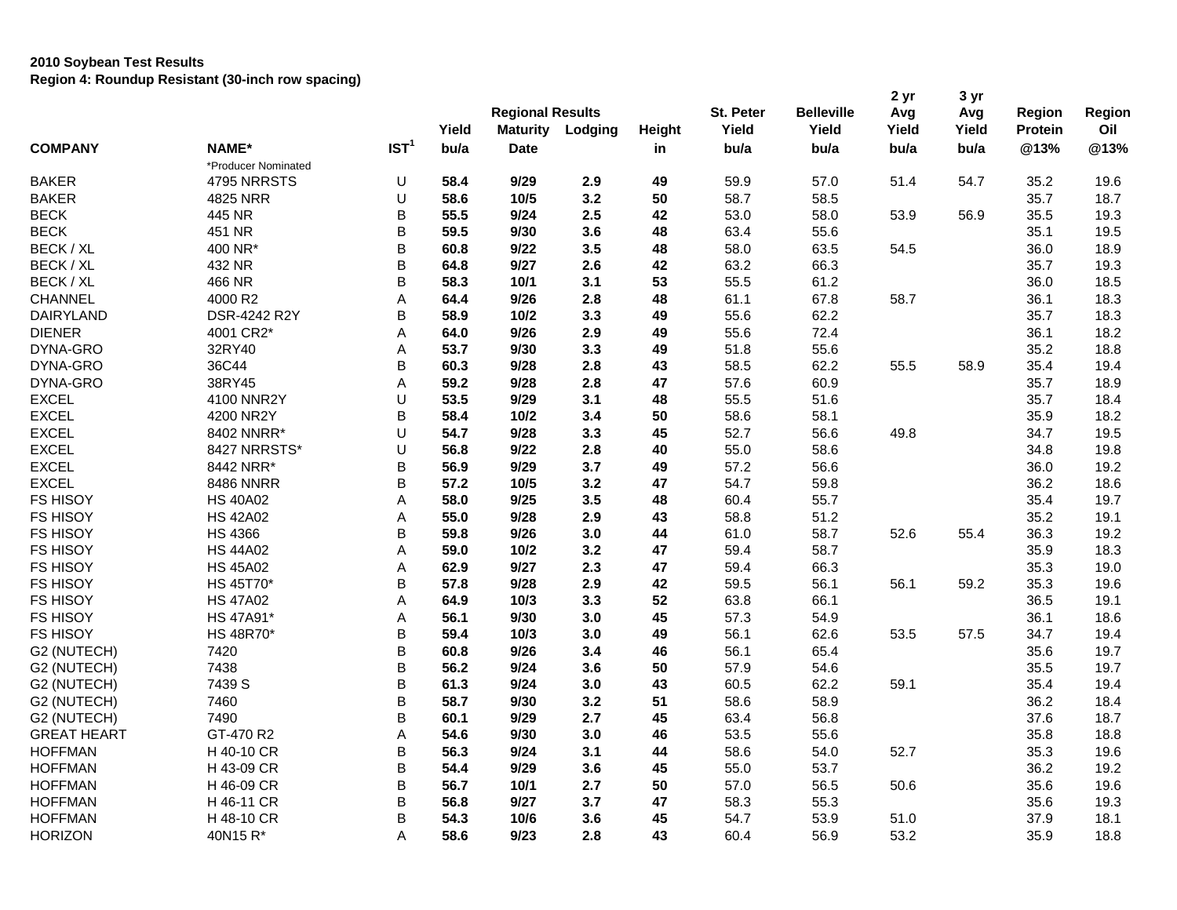**2010 Soybean Test Results**
**Region 4: Roundup Resistant (30-inch row spacing)**

| COMPANY | NAME* | IST[1] | Yield bu/a | Regional Results Maturity Date | Lodging | Height in | St. Peter Yield bu/a | Belleville Yield bu/a | 2 yr Avg Yield bu/a | 3 yr Avg Yield bu/a | Region Protein @13% | Region Oil @13% |
|---|---|---|---|---|---|---|---|---|---|---|---|---|
| | *Producer Nominated | | | | | | | | | | | |
| BAKER | 4795 NRRSTS | U | **58.4** | **9/29** | **2.9** | **49** | 59.9 | 57.0 | 51.4 | 54.7 | 35.2 | 19.6 |
| BAKER | 4825 NRR | U | **58.6** | **10/5** | **3.2** | **50** | 58.7 | 58.5 | | | 35.7 | 18.7 |
| BECK | 445 NR | B | **55.5** | **9/24** | **2.5** | **42** | 53.0 | 58.0 | 53.9 | 56.9 | 35.5 | 19.3 |
| BECK | 451 NR | B | **59.5** | **9/30** | **3.6** | **48** | 63.4 | 55.6 | | | 35.1 | 19.5 |
| BECK / XL | 400 NR* | B | **60.8** | **9/22** | **3.5** | **48** | 58.0 | 63.5 | 54.5 | | 36.0 | 18.9 |
| BECK / XL | 432 NR | B | **64.8** | **9/27** | **2.6** | **42** | 63.2 | 66.3 | | | 35.7 | 19.3 |
| BECK / XL | 466 NR | B | **58.3** | **10/1** | **3.1** | **53** | 55.5 | 61.2 | | | 36.0 | 18.5 |
| CHANNEL | 4000 R2 | A | **64.4** | **9/26** | **2.8** | **48** | 61.1 | 67.8 | 58.7 | | 36.1 | 18.3 |
| DAIRYLAND | DSR-4242 R2Y | B | **58.9** | **10/2** | **3.3** | **49** | 55.6 | 62.2 | | | 35.7 | 18.3 |
| DIENER | 4001 CR2* | A | **64.0** | **9/26** | **2.9** | **49** | 55.6 | 72.4 | | | 36.1 | 18.2 |
| DYNA-GRO | 32RY40 | A | **53.7** | **9/30** | **3.3** | **49** | 51.8 | 55.6 | | | 35.2 | 18.8 |
| DYNA-GRO | 36C44 | B | **60.3** | **9/28** | **2.8** | **43** | 58.5 | 62.2 | 55.5 | 58.9 | 35.4 | 19.4 |
| DYNA-GRO | 38RY45 | A | **59.2** | **9/28** | **2.8** | **47** | 57.6 | 60.9 | | | 35.7 | 18.9 |
| EXCEL | 4100 NNR2Y | U | **53.5** | **9/29** | **3.1** | **48** | 55.5 | 51.6 | | | 35.7 | 18.4 |
| EXCEL | 4200 NR2Y | B | **58.4** | **10/2** | **3.4** | **50** | 58.6 | 58.1 | | | 35.9 | 18.2 |
| EXCEL | 8402 NNRR* | U | **54.7** | **9/28** | **3.3** | **45** | 52.7 | 56.6 | 49.8 | | 34.7 | 19.5 |
| EXCEL | 8427 NRRSTS* | U | **56.8** | **9/22** | **2.8** | **40** | 55.0 | 58.6 | | | 34.8 | 19.8 |
| EXCEL | 8442 NRR* | B | **56.9** | **9/29** | **3.7** | **49** | 57.2 | 56.6 | | | 36.0 | 19.2 |
| EXCEL | 8486 NNRR | B | **57.2** | **10/5** | **3.2** | **47** | 54.7 | 59.8 | | | 36.2 | 18.6 |
| FS HISOY | HS 40A02 | A | **58.0** | **9/25** | **3.5** | **48** | 60.4 | 55.7 | | | 35.4 | 19.7 |
| FS HISOY | HS 42A02 | A | **55.0** | **9/28** | **2.9** | **43** | 58.8 | 51.2 | | | 35.2 | 19.1 |
| FS HISOY | HS 4366 | B | **59.8** | **9/26** | **3.0** | **44** | 61.0 | 58.7 | 52.6 | 55.4 | 36.3 | 19.2 |
| FS HISOY | HS 44A02 | A | **59.0** | **10/2** | **3.2** | **47** | 59.4 | 58.7 | | | 35.9 | 18.3 |
| FS HISOY | HS 45A02 | A | **62.9** | **9/27** | **2.3** | **47** | 59.4 | 66.3 | | | 35.3 | 19.0 |
| FS HISOY | HS 45T70* | B | **57.8** | **9/28** | **2.9** | **42** | 59.5 | 56.1 | 56.1 | 59.2 | 35.3 | 19.6 |
| FS HISOY | HS 47A02 | A | **64.9** | **10/3** | **3.3** | **52** | 63.8 | 66.1 | | | 36.5 | 19.1 |
| FS HISOY | HS 47A91* | A | **56.1** | **9/30** | **3.0** | **45** | 57.3 | 54.9 | | | 36.1 | 18.6 |
| FS HISOY | HS 48R70* | B | **59.4** | **10/3** | **3.0** | **49** | 56.1 | 62.6 | 53.5 | 57.5 | 34.7 | 19.4 |
| G2 (NUTECH) | 7420 | B | **60.8** | **9/26** | **3.4** | **46** | 56.1 | 65.4 | | | 35.6 | 19.7 |
| G2 (NUTECH) | 7438 | B | **56.2** | **9/24** | **3.6** | **50** | 57.9 | 54.6 | | | 35.5 | 19.7 |
| G2 (NUTECH) | 7439 S | B | **61.3** | **9/24** | **3.0** | **43** | 60.5 | 62.2 | 59.1 | | 35.4 | 19.4 |
| G2 (NUTECH) | 7460 | B | **58.7** | **9/30** | **3.2** | **51** | 58.6 | 58.9 | | | 36.2 | 18.4 |
| G2 (NUTECH) | 7490 | B | **60.1** | **9/29** | **2.7** | **45** | 63.4 | 56.8 | | | 37.6 | 18.7 |
| GREAT HEART | GT-470 R2 | A | **54.6** | **9/30** | **3.0** | **46** | 53.5 | 55.6 | | | 35.8 | 18.8 |
| HOFFMAN | H 40-10 CR | B | **56.3** | **9/24** | **3.1** | **44** | 58.6 | 54.0 | 52.7 | | 35.3 | 19.6 |
| HOFFMAN | H 43-09 CR | B | **54.4** | **9/29** | **3.6** | **45** | 55.0 | 53.7 | | | 36.2 | 19.2 |
| HOFFMAN | H 46-09 CR | B | **56.7** | **10/1** | **2.7** | **50** | 57.0 | 56.5 | 50.6 | | 35.6 | 19.6 |
| HOFFMAN | H 46-11 CR | B | **56.8** | **9/27** | **3.7** | **47** | 58.3 | 55.3 | | | 35.6 | 19.3 |
| HOFFMAN | H 48-10 CR | B | **54.3** | **10/6** | **3.6** | **45** | 54.7 | 53.9 | 51.0 | | 37.9 | 18.1 |
| HORIZON | 40N15 R* | A | **58.6** | **9/23** | **2.8** | **43** | 60.4 | 56.9 | 53.2 | | 35.9 | 18.8 |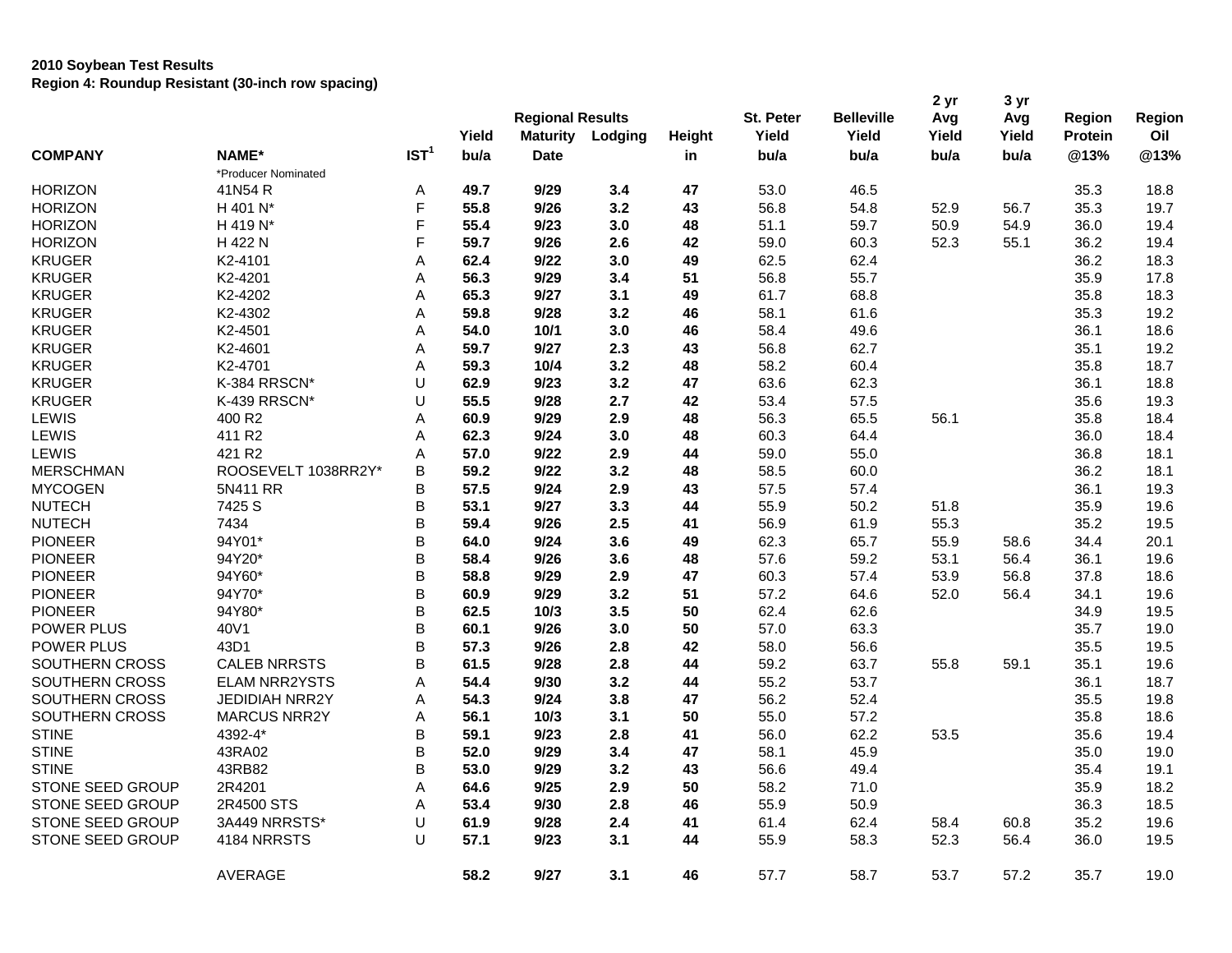**2010 Soybean Test Results**
**Region 4: Roundup Resistant (30-inch row spacing)**

| COMPANY | NAME* | IST[1] | Yield bu/a | Regional Results Maturity Date | Lodging | Height in | St. Peter Yield bu/a | Belleville Yield bu/a | 2 yr Avg Yield bu/a | 3 yr Avg Yield bu/a | Region Protein @13% | Region Oil @13% |
|---|---|---|---|---|---|---|---|---|---|---|---|---|
| | *Producer Nominated | | | | | | | | | | | |
| HORIZON | 41N54 R | A | **49.7** | **9/29** | **3.4** | **47** | 53.0 | 46.5 | | | 35.3 | 18.8 |
| HORIZON | H 401 N* | F | **55.8** | **9/26** | **3.2** | **43** | 56.8 | 54.8 | 52.9 | 56.7 | 35.3 | 19.7 |
| HORIZON | H 419 N* | F | **55.4** | **9/23** | **3.0** | **48** | 51.1 | 59.7 | 50.9 | 54.9 | 36.0 | 19.4 |
| HORIZON | H 422 N | F | **59.7** | **9/26** | **2.6** | **42** | 59.0 | 60.3 | 52.3 | 55.1 | 36.2 | 19.4 |
| KRUGER | K2-4101 | A | **62.4** | **9/22** | **3.0** | **49** | 62.5 | 62.4 | | | 36.2 | 18.3 |
| KRUGER | K2-4201 | A | **56.3** | **9/29** | **3.4** | **51** | 56.8 | 55.7 | | | 35.9 | 17.8 |
| KRUGER | K2-4202 | A | **65.3** | **9/27** | **3.1** | **49** | 61.7 | 68.8 | | | 35.8 | 18.3 |
| KRUGER | K2-4302 | A | **59.8** | **9/28** | **3.2** | **46** | 58.1 | 61.6 | | | 35.3 | 19.2 |
| KRUGER | K2-4501 | A | **54.0** | **10/1** | **3.0** | **46** | 58.4 | 49.6 | | | 36.1 | 18.6 |
| KRUGER | K2-4601 | A | **59.7** | **9/27** | **2.3** | **43** | 56.8 | 62.7 | | | 35.1 | 19.2 |
| KRUGER | K2-4701 | A | **59.3** | **10/4** | **3.2** | **48** | 58.2 | 60.4 | | | 35.8 | 18.7 |
| KRUGER | K-384 RRSCN* | U | **62.9** | **9/23** | **3.2** | **47** | 63.6 | 62.3 | | | 36.1 | 18.8 |
| KRUGER | K-439 RRSCN* | U | **55.5** | **9/28** | **2.7** | **42** | 53.4 | 57.5 | | | 35.6 | 19.3 |
| LEWIS | 400 R2 | A | **60.9** | **9/29** | **2.9** | **48** | 56.3 | 65.5 | 56.1 | | 35.8 | 18.4 |
| LEWIS | 411 R2 | A | **62.3** | **9/24** | **3.0** | **48** | 60.3 | 64.4 | | | 36.0 | 18.4 |
| LEWIS | 421 R2 | A | **57.0** | **9/22** | **2.9** | **44** | 59.0 | 55.0 | | | 36.8 | 18.1 |
| MERSCHMAN | ROOSEVELT 1038RR2Y* | B | **59.2** | **9/22** | **3.2** | **48** | 58.5 | 60.0 | | | 36.2 | 18.1 |
| MYCOGEN | 5N411 RR | B | **57.5** | **9/24** | **2.9** | **43** | 57.5 | 57.4 | | | 36.1 | 19.3 |
| NUTECH | 7425 S | B | **53.1** | **9/27** | **3.3** | **44** | 55.9 | 50.2 | 51.8 | | 35.9 | 19.6 |
| NUTECH | 7434 | B | **59.4** | **9/26** | **2.5** | **41** | 56.9 | 61.9 | 55.3 | | 35.2 | 19.5 |
| PIONEER | 94Y01* | B | **64.0** | **9/24** | **3.6** | **49** | 62.3 | 65.7 | 55.9 | 58.6 | 34.4 | 20.1 |
| PIONEER | 94Y20* | B | **58.4** | **9/26** | **3.6** | **48** | 57.6 | 59.2 | 53.1 | 56.4 | 36.1 | 19.6 |
| PIONEER | 94Y60* | B | **58.8** | **9/29** | **2.9** | **47** | 60.3 | 57.4 | 53.9 | 56.8 | 37.8 | 18.6 |
| PIONEER | 94Y70* | B | **60.9** | **9/29** | **3.2** | **51** | 57.2 | 64.6 | 52.0 | 56.4 | 34.1 | 19.6 |
| PIONEER | 94Y80* | B | **62.5** | **10/3** | **3.5** | **50** | 62.4 | 62.6 | | | 34.9 | 19.5 |
| POWER PLUS | 40V1 | B | **60.1** | **9/26** | **3.0** | **50** | 57.0 | 63.3 | | | 35.7 | 19.0 |
| POWER PLUS | 43D1 | B | **57.3** | **9/26** | **2.8** | **42** | 58.0 | 56.6 | | | 35.5 | 19.5 |
| SOUTHERN CROSS | CALEB NRRSTS | B | **61.5** | **9/28** | **2.8** | **44** | 59.2 | 63.7 | 55.8 | 59.1 | 35.1 | 19.6 |
| SOUTHERN CROSS | ELAM NRR2YSTS | A | **54.4** | **9/30** | **3.2** | **44** | 55.2 | 53.7 | | | 36.1 | 18.7 |
| SOUTHERN CROSS | JEDIDIAH NRR2Y | A | **54.3** | **9/24** | **3.8** | **47** | 56.2 | 52.4 | | | 35.5 | 19.8 |
| SOUTHERN CROSS | MARCUS NRR2Y | A | **56.1** | **10/3** | **3.1** | **50** | 55.0 | 57.2 | | | 35.8 | 18.6 |
| STINE | 4392-4* | B | **59.1** | **9/23** | **2.8** | **41** | 56.0 | 62.2 | 53.5 | | 35.6 | 19.4 |
| STINE | 43RA02 | B | **52.0** | **9/29** | **3.4** | **47** | 58.1 | 45.9 | | | 35.0 | 19.0 |
| STINE | 43RB82 | B | **53.0** | **9/29** | **3.2** | **43** | 56.6 | 49.4 | | | 35.4 | 19.1 |
| STONE SEED GROUP | 2R4201 | A | **64.6** | **9/25** | **2.9** | **50** | 58.2 | 71.0 | | | 35.9 | 18.2 |
| STONE SEED GROUP | 2R4500 STS | A | **53.4** | **9/30** | **2.8** | **46** | 55.9 | 50.9 | | | 36.3 | 18.5 |
| STONE SEED GROUP | 3A449 NRRSTS* | U | **61.9** | **9/28** | **2.4** | **41** | 61.4 | 62.4 | 58.4 | 60.8 | 35.2 | 19.6 |
| STONE SEED GROUP | 4184 NRRSTS | U | **57.1** | **9/23** | **3.1** | **44** | 55.9 | 58.3 | 52.3 | 56.4 | 36.0 | 19.5 |
| | AVERAGE | | **58.2** | **9/27** | **3.1** | **46** | 57.7 | 58.7 | 53.7 | 57.2 | 35.7 | 19.0 |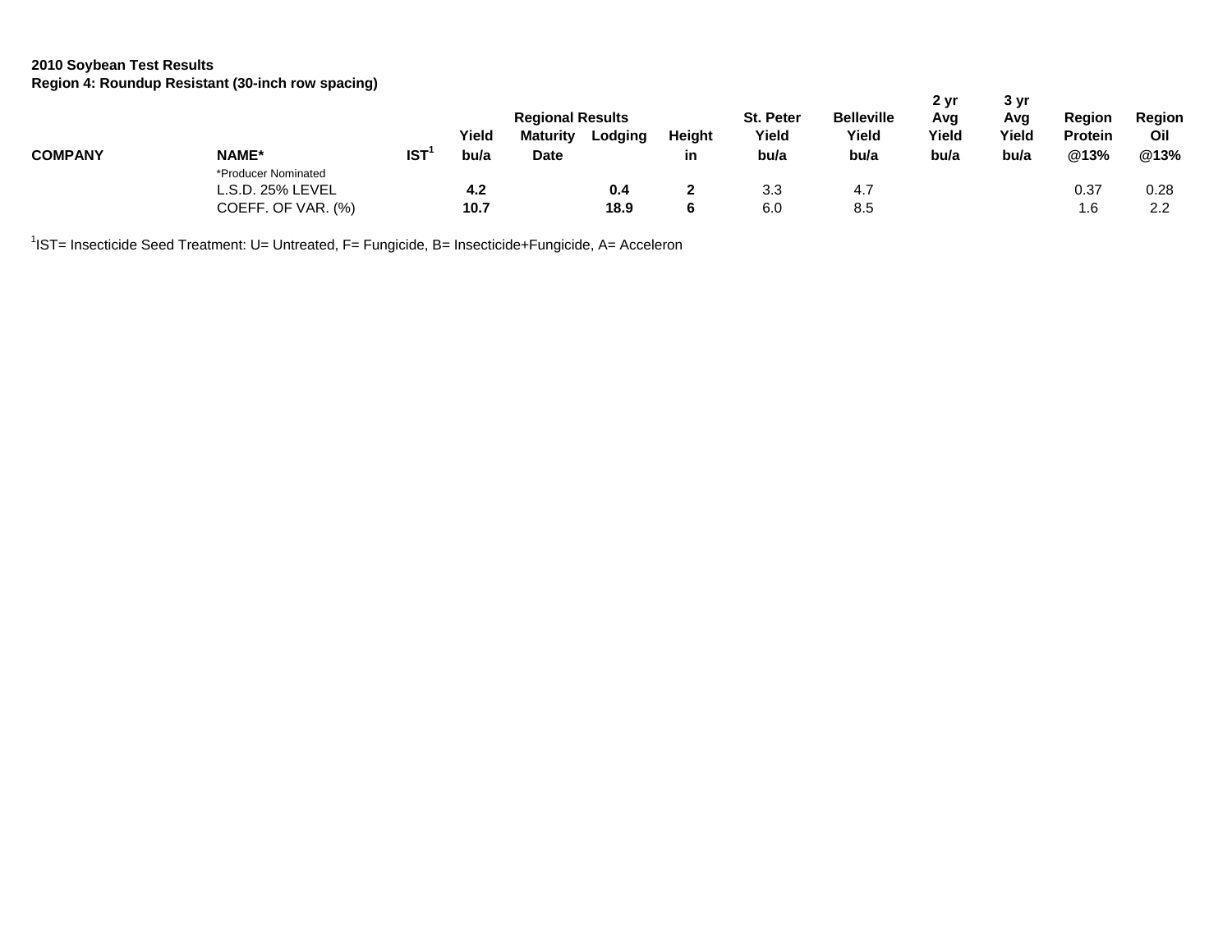**2010 Soybean Test Results**
**Region 4: Roundup Resistant (30-inch row spacing)**

| COMPANY | NAME* | IST[1] | Yield bu/a | Regional Results Maturity Date | Lodging | Height in | St. Peter Yield bu/a | Belleville Yield bu/a | 2 yr Avg Yield bu/a | 3 yr Avg Yield bu/a | Region Protein @13% | Region Oil @13% |
|---|---|---|---|---|---|---|---|---|---|---|---|---|
| | *Producer Nominated | | | | | | | | | | | |
| | L.S.D. 25% LEVEL | | 4.2 | | 0.4 | 2 | 3.3 | 4.7 | | | 0.37 | 0.28 |
| | COEFF. OF VAR. (%) | | 10.7 | | 18.9 | 6 | 6.0 | 8.5 | | | 1.6 | 2.2 |

[1]IST= Insecticide Seed Treatment: U= Untreated, F= Fungicide, B= Insecticide+Fungicide, A= Acceleron